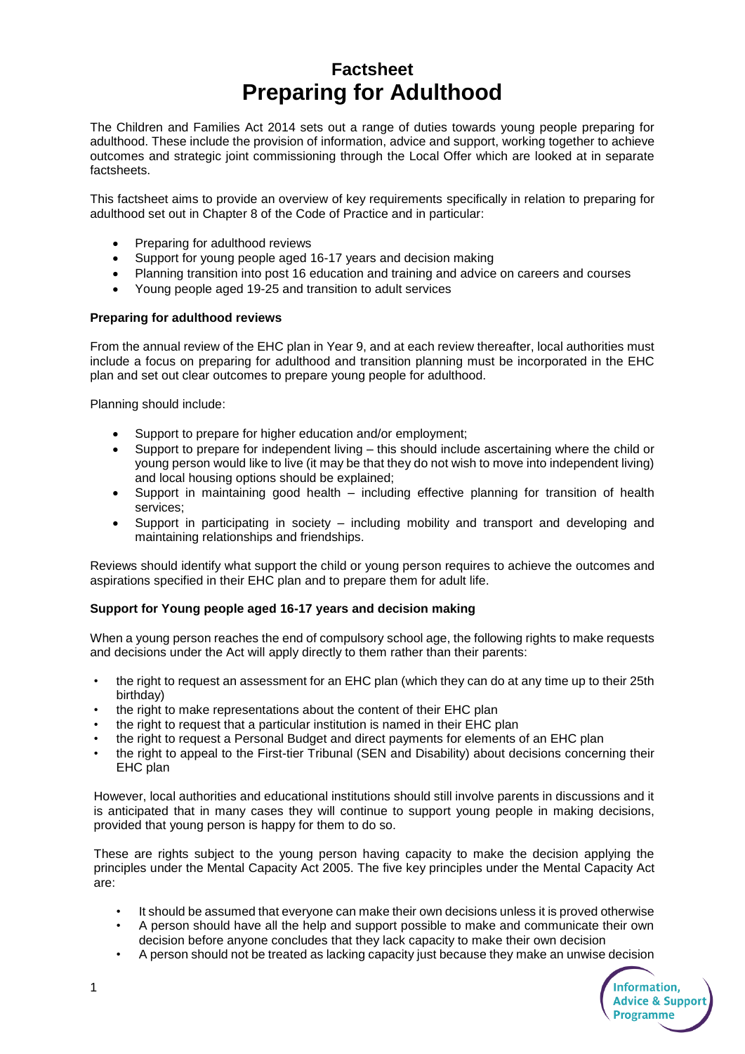# Factsheet
# Preparing for Adulthood

The Children and Families Act 2014 sets out a range of duties towards young people preparing for adulthood. These include the provision of information, advice and support, working together to achieve outcomes and strategic joint commissioning through the Local Offer which are looked at in separate factsheets.

This factsheet aims to provide an overview of key requirements specifically in relation to preparing for adulthood set out in Chapter 8 of the Code of Practice and in particular:

- Preparing for adulthood reviews
- Support for young people aged 16-17 years and decision making
- Planning transition into post 16 education and training and advice on careers and courses
- Young people aged 19-25 and transition to adult services

**Preparing for adulthood reviews**

From the annual review of the EHC plan in Year 9, and at each review thereafter, local authorities must include a focus on preparing for adulthood and transition planning must be incorporated in the EHC plan and set out clear outcomes to prepare young people for adulthood.

Planning should include:

- Support to prepare for higher education and/or employment;
- Support to prepare for independent living – this should include ascertaining where the child or young person would like to live (it may be that they do not wish to move into independent living) and local housing options should be explained;
- Support in maintaining good health – including effective planning for transition of health services;
- Support in participating in society – including mobility and transport and developing and maintaining relationships and friendships.

Reviews should identify what support the child or young person requires to achieve the outcomes and aspirations specified in their EHC plan and to prepare them for adult life.

**Support for Young people aged 16-17 years and decision making**

When a young person reaches the end of compulsory school age, the following rights to make requests and decisions under the Act will apply directly to them rather than their parents:

- the right to request an assessment for an EHC plan (which they can do at any time up to their 25th birthday)
- the right to make representations about the content of their EHC plan
- the right to request that a particular institution is named in their EHC plan
- the right to request a Personal Budget and direct payments for elements of an EHC plan
- the right to appeal to the First-tier Tribunal (SEN and Disability) about decisions concerning their EHC plan

However, local authorities and educational institutions should still involve parents in discussions and it is anticipated that in many cases they will continue to support young people in making decisions, provided that young person is happy for them to do so.

These are rights subject to the young person having capacity to make the decision applying the principles under the Mental Capacity Act 2005. The five key principles under the Mental Capacity Act are:

- It should be assumed that everyone can make their own decisions unless it is proved otherwise
- A person should have all the help and support possible to make and communicate their own decision before anyone concludes that they lack capacity to make their own decision
- A person should not be treated as lacking capacity just because they make an unwise decision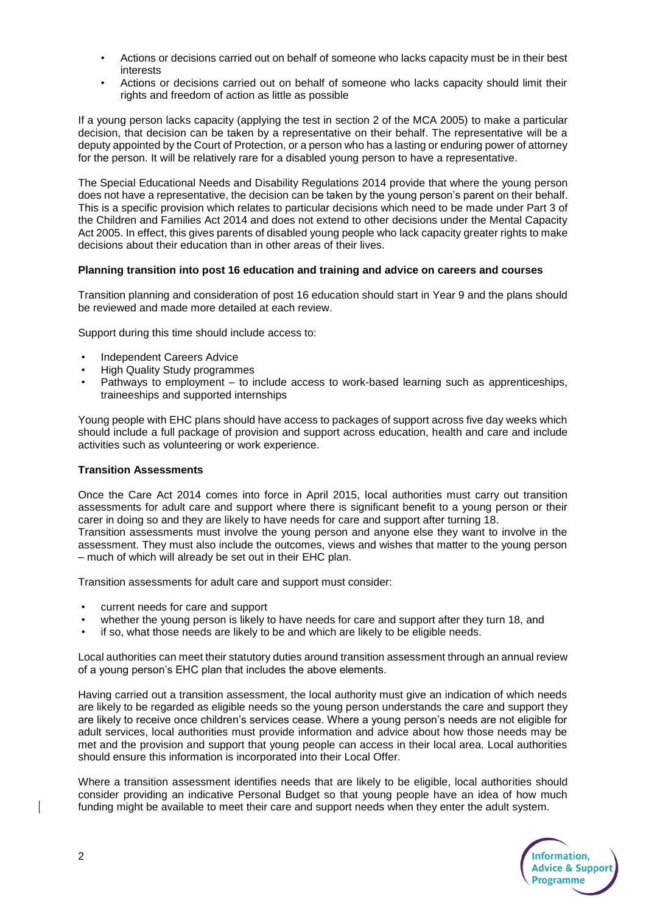- Actions or decisions carried out on behalf of someone who lacks capacity must be in their best interests
- Actions or decisions carried out on behalf of someone who lacks capacity should limit their rights and freedom of action as little as possible

If a young person lacks capacity (applying the test in section 2 of the MCA 2005) to make a particular decision, that decision can be taken by a representative on their behalf. The representative will be a deputy appointed by the Court of Protection, or a person who has a lasting or enduring power of attorney for the person. It will be relatively rare for a disabled young person to have a representative.

The Special Educational Needs and Disability Regulations 2014 provide that where the young person does not have a representative, the decision can be taken by the young person's parent on their behalf. This is a specific provision which relates to particular decisions which need to be made under Part 3 of the Children and Families Act 2014 and does not extend to other decisions under the Mental Capacity Act 2005. In effect, this gives parents of disabled young people who lack capacity greater rights to make decisions about their education than in other areas of their lives.

**Planning transition into post 16 education and training and advice on careers and courses**

Transition planning and consideration of post 16 education should start in Year 9 and the plans should be reviewed and made more detailed at each review.

Support during this time should include access to:

- Independent Careers Advice
- High Quality Study programmes
- Pathways to employment – to include access to work-based learning such as apprenticeships, traineeships and supported internships

Young people with EHC plans should have access to packages of support across five day weeks which should include a full package of provision and support across education, health and care and include activities such as volunteering or work experience.

**Transition Assessments**

Once the Care Act 2014 comes into force in April 2015, local authorities must carry out transition assessments for adult care and support where there is significant benefit to a young person or their carer in doing so and they are likely to have needs for care and support after turning 18.
Transition assessments must involve the young person and anyone else they want to involve in the assessment. They must also include the outcomes, views and wishes that matter to the young person – much of which will already be set out in their EHC plan.

Transition assessments for adult care and support must consider:

- current needs for care and support
- whether the young person is likely to have needs for care and support after they turn 18, and
- if so, what those needs are likely to be and which are likely to be eligible needs.

Local authorities can meet their statutory duties around transition assessment through an annual review of a young person's EHC plan that includes the above elements.

Having carried out a transition assessment, the local authority must give an indication of which needs are likely to be regarded as eligible needs so the young person understands the care and support they are likely to receive once children's services cease. Where a young person's needs are not eligible for adult services, local authorities must provide information and advice about how those needs may be met and the provision and support that young people can access in their local area. Local authorities should ensure this information is incorporated into their Local Offer.

Where a transition assessment identifies needs that are likely to be eligible, local authorities should consider providing an indicative Personal Budget so that young people have an idea of how much funding might be available to meet their care and support needs when they enter the adult system.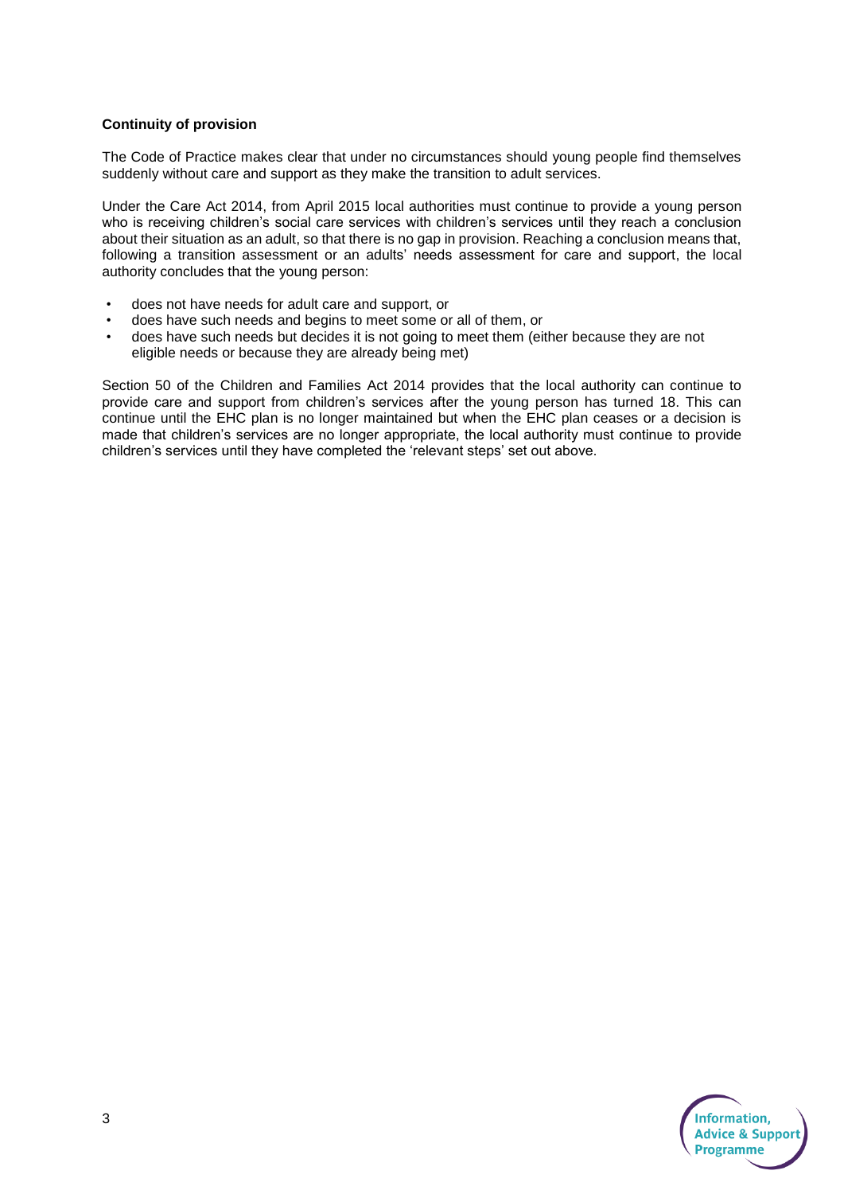**Continuity of provision**

The Code of Practice makes clear that under no circumstances should young people find themselves suddenly without care and support as they make the transition to adult services.

Under the Care Act 2014, from April 2015 local authorities must continue to provide a young person who is receiving children's social care services with children's services until they reach a conclusion about their situation as an adult, so that there is no gap in provision. Reaching a conclusion means that, following a transition assessment or an adults' needs assessment for care and support, the local authority concludes that the young person:

- does not have needs for adult care and support, or
- does have such needs and begins to meet some or all of them, or
- does have such needs but decides it is not going to meet them (either because they are not eligible needs or because they are already being met)

Section 50 of the Children and Families Act 2014 provides that the local authority can continue to provide care and support from children's services after the young person has turned 18. This can continue until the EHC plan is no longer maintained but when the EHC plan ceases or a decision is made that children's services are no longer appropriate, the local authority must continue to provide children's services until they have completed the 'relevant steps' set out above.